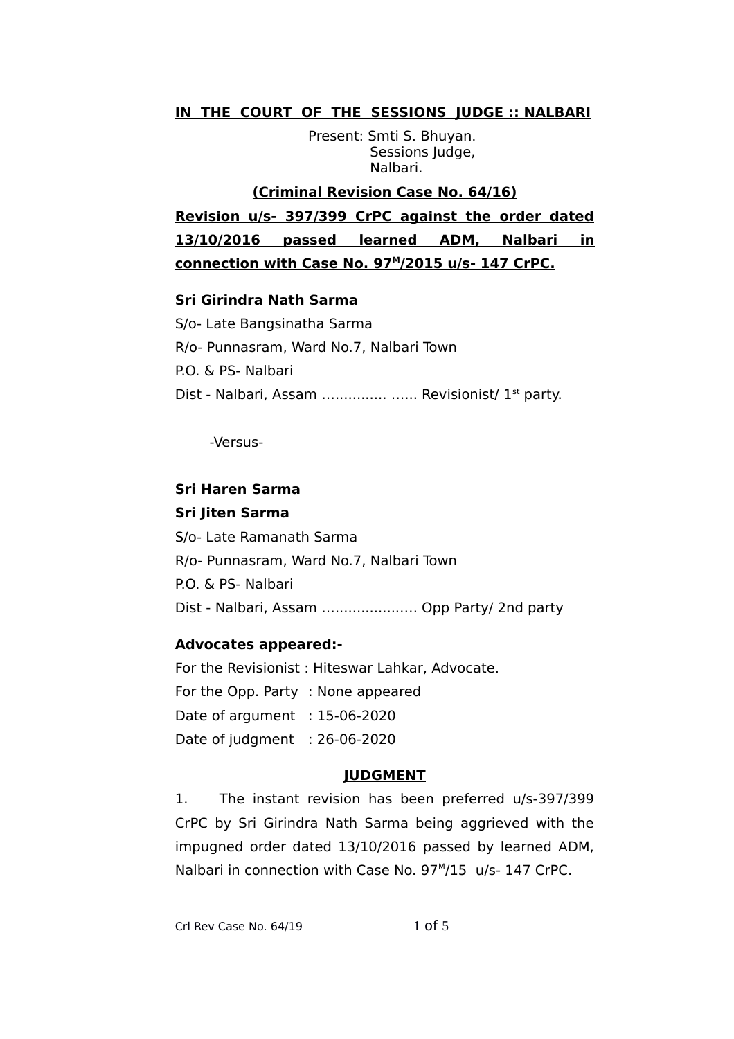**IN THE COURT OF THE SESSIONS JUDGE :: NALBARI**

Present: Smti S. Bhuyan.
Sessions Judge,
Nalbari.

**(Criminal Revision Case No. 64/16)**

**Revision u/s- 397/399 CrPC against the order dated 13/10/2016 passed learned ADM, Nalbari in connection with Case No. 97[M]/2015 u/s- 147 CrPC.**

**Sri Girindra Nath Sarma**
S/o- Late Bangsinatha Sarma
R/o- Punnasram, Ward No.7, Nalbari Town
P.O. & PS- Nalbari
Dist - Nalbari, Assam …………… …… Revisionist/ 1st party.

-Versus-

**Sri Haren Sarma**
**Sri Jiten Sarma**
S/o- Late Ramanath Sarma
R/o- Punnasram, Ward No.7, Nalbari Town
P.O. & PS- Nalbari
Dist - Nalbari, Assam …………………. Opp Party/ 2nd party

**Advocates appeared:-**
For the Revisionist : Hiteswar Lahkar, Advocate.
For the Opp. Party : None appeared
Date of argument : 15-06-2020
Date of judgment : 26-06-2020

**JUDGMENT**

1. The instant revision has been preferred u/s-397/399 CrPC by Sri Girindra Nath Sarma being aggrieved with the impugned order dated 13/10/2016 passed by learned ADM, Nalbari in connection with Case No. 97[M]/15 u/s- 147 CrPC.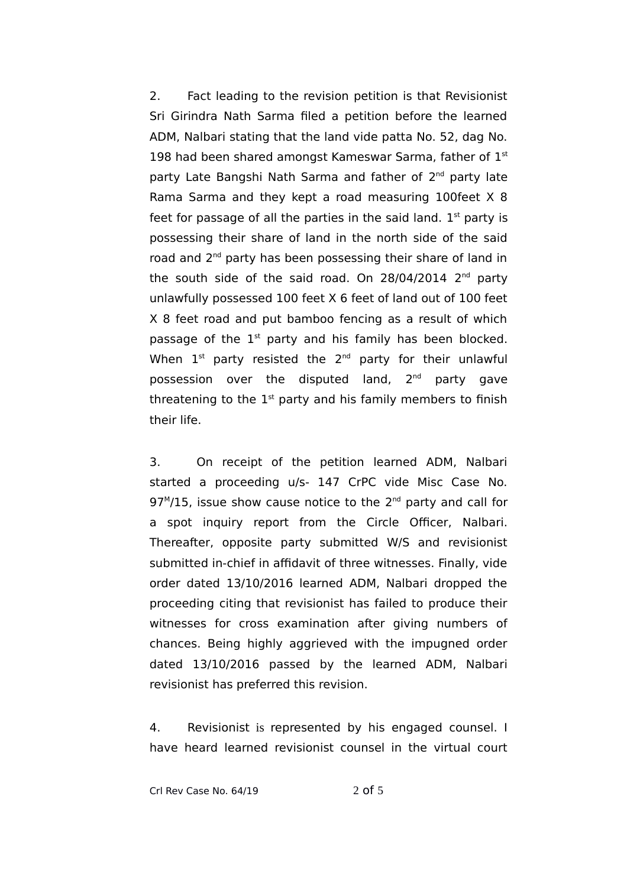2. Fact leading to the revision petition is that Revisionist Sri Girindra Nath Sarma filed a petition before the learned ADM, Nalbari stating that the land vide patta No. 52, dag No. 198 had been shared amongst Kameswar Sarma, father of 1st party Late Bangshi Nath Sarma and father of 2nd party late Rama Sarma and they kept a road measuring 100feet X 8 feet for passage of all the parties in the said land. 1st party is possessing their share of land in the north side of the said road and 2nd party has been possessing their share of land in the south side of the said road. On 28/04/2014 2nd party unlawfully possessed 100 feet X 6 feet of land out of 100 feet X 8 feet road and put bamboo fencing as a result of which passage of the 1st party and his family has been blocked. When 1st party resisted the 2nd party for their unlawful possession over the disputed land, 2nd party gave threatening to the 1st party and his family members to finish their life.

3. On receipt of the petition learned ADM, Nalbari started a proceeding u/s- 147 CrPC vide Misc Case No. 97M/15, issue show cause notice to the 2nd party and call for a spot inquiry report from the Circle Officer, Nalbari. Thereafter, opposite party submitted W/S and revisionist submitted in-chief in affidavit of three witnesses. Finally, vide order dated 13/10/2016 learned ADM, Nalbari dropped the proceeding citing that revisionist has failed to produce their witnesses for cross examination after giving numbers of chances. Being highly aggrieved with the impugned order dated 13/10/2016 passed by the learned ADM, Nalbari revisionist has preferred this revision.

4. Revisionist is represented by his engaged counsel. I have heard learned revisionist counsel in the virtual court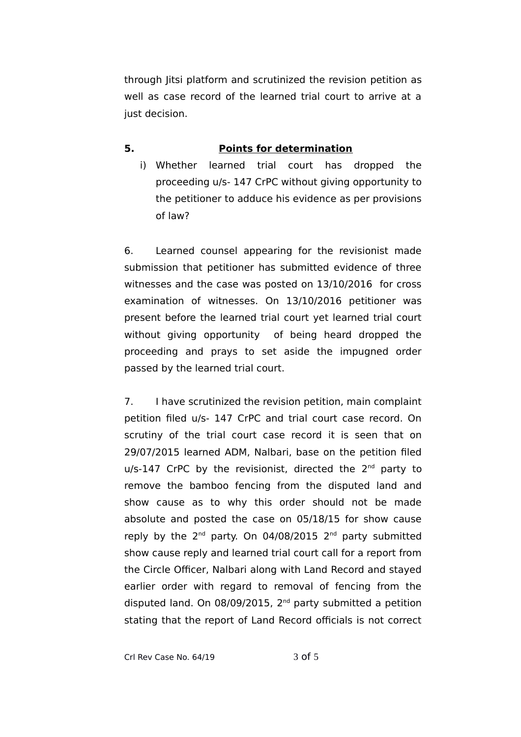through Jitsi platform and scrutinized the revision petition as well as case record of the learned trial court to arrive at a just decision.

**5. <u>Points for determination</u>**

i) Whether learned trial court has dropped the proceeding u/s- 147 CrPC without giving opportunity to the petitioner to adduce his evidence as per provisions of law?

6. Learned counsel appearing for the revisionist made submission that petitioner has submitted evidence of three witnesses and the case was posted on 13/10/2016 for cross examination of witnesses. On 13/10/2016 petitioner was present before the learned trial court yet learned trial court without giving opportunity of being heard dropped the proceeding and prays to set aside the impugned order passed by the learned trial court.

7. I have scrutinized the revision petition, main complaint petition filed u/s- 147 CrPC and trial court case record. On scrutiny of the trial court case record it is seen that on 29/07/2015 learned ADM, Nalbari, base on the petition filed u/s-147 CrPC by the revisionist, directed the 2nd party to remove the bamboo fencing from the disputed land and show cause as to why this order should not be made absolute and posted the case on 05/18/15 for show cause reply by the 2nd party. On 04/08/2015 2nd party submitted show cause reply and learned trial court call for a report from the Circle Officer, Nalbari along with Land Record and stayed earlier order with regard to removal of fencing from the disputed land. On 08/09/2015, 2nd party submitted a petition stating that the report of Land Record officials is not correct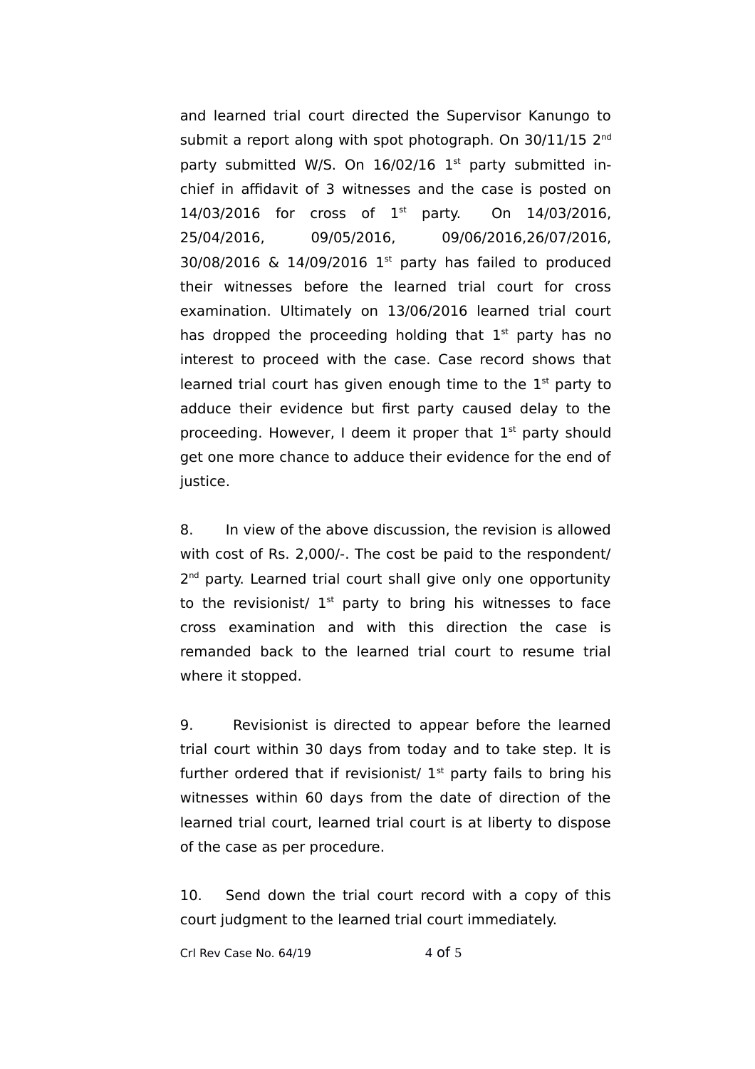and learned trial court directed the Supervisor Kanungo to submit a report along with spot photograph. On 30/11/15 2nd party submitted W/S. On 16/02/16 1st party submitted in-chief in affidavit of 3 witnesses and the case is posted on 14/03/2016 for cross of 1st party. On 14/03/2016, 25/04/2016, 09/05/2016, 09/06/2016,26/07/2016, 30/08/2016 & 14/09/2016 1st party has failed to produced their witnesses before the learned trial court for cross examination. Ultimately on 13/06/2016 learned trial court has dropped the proceeding holding that 1st party has no interest to proceed with the case. Case record shows that learned trial court has given enough time to the 1st party to adduce their evidence but first party caused delay to the proceeding. However, I deem it proper that 1st party should get one more chance to adduce their evidence for the end of justice.

8. In view of the above discussion, the revision is allowed with cost of Rs. 2,000/-. The cost be paid to the respondent/ 2nd party. Learned trial court shall give only one opportunity to the revisionist/ 1st party to bring his witnesses to face cross examination and with this direction the case is remanded back to the learned trial court to resume trial where it stopped.

9. Revisionist is directed to appear before the learned trial court within 30 days from today and to take step. It is further ordered that if revisionist/ 1st party fails to bring his witnesses within 60 days from the date of direction of the learned trial court, learned trial court is at liberty to dispose of the case as per procedure.

10. Send down the trial court record with a copy of this court judgment to the learned trial court immediately.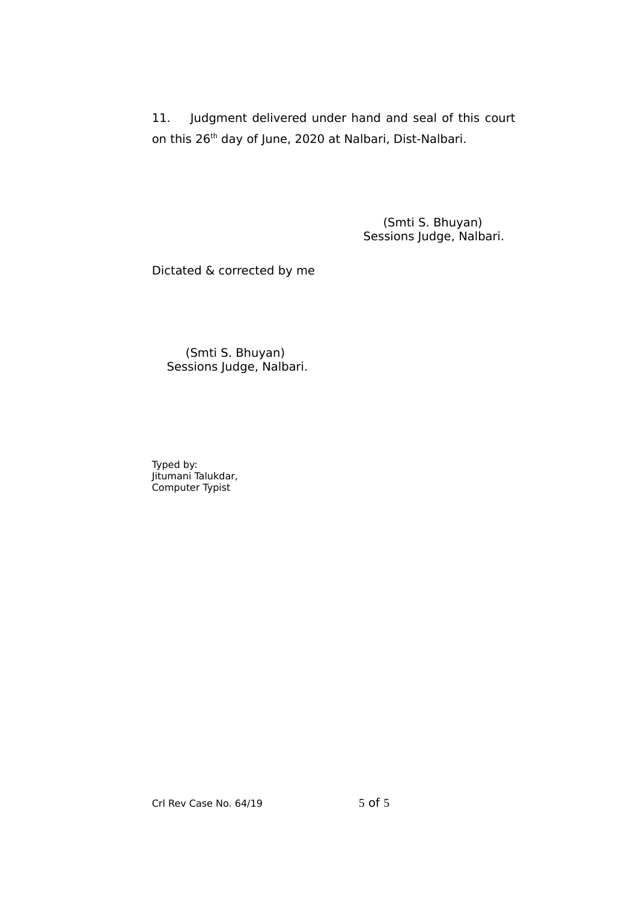11. Judgment delivered under hand and seal of this court on this 26th day of June, 2020 at Nalbari, Dist-Nalbari.

(Smti S. Bhuyan)
Sessions Judge, Nalbari.

Dictated & corrected by me

(Smti S. Bhuyan)
Sessions Judge, Nalbari.

Typed by:
Jitumani Talukdar,
Computer Typist